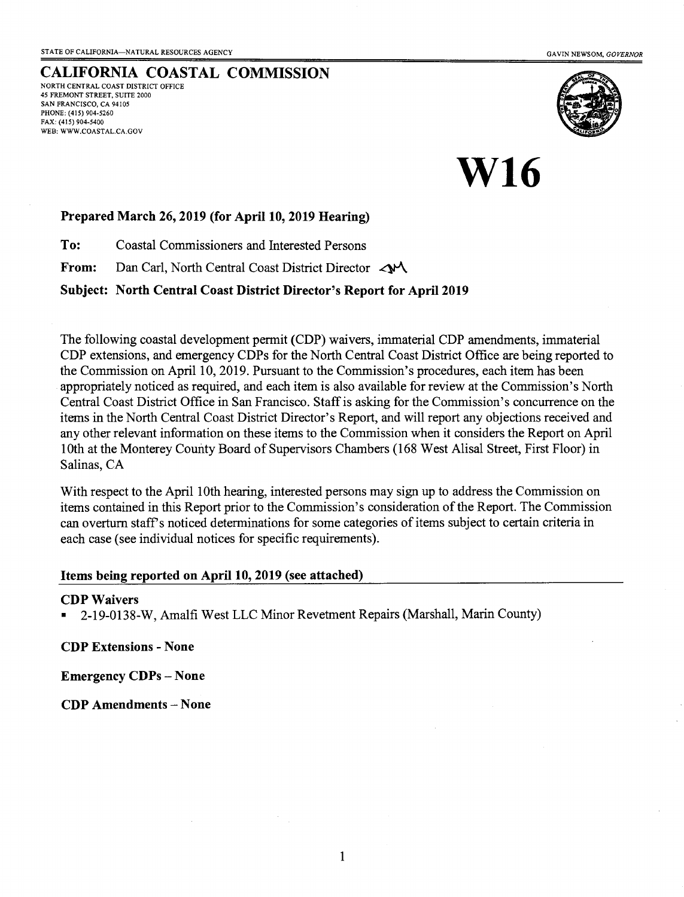STATE OF CALIFORNIA—NATURAL RESOURCES AGENCY

GAVIN NEWSOM, *GOVERNOR*

# CALIFORNIA COASTAL COMMISSION

NORTH CENTRAL COAST DISTRICT OFFICE
45 FREMONT STREET, SUITE 2000
SAN FRANCISCO, CA 94105
PHONE: (415) 904-5260
FAX: (415) 904-5400
WEB: WWW.COASTAL.CA.GOV

# W16

**Prepared March 26, 2019 (for April 10, 2019 Hearing)**

**To:** Coastal Commissioners and Interested Persons

**From:** Dan Carl, North Central Coast District Director

**Subject: North Central Coast District Director's Report for April 2019**

The following coastal development permit (CDP) waivers, immaterial CDP amendments, immaterial CDP extensions, and emergency CDPs for the North Central Coast District Office are being reported to the Commission on April 10, 2019. Pursuant to the Commission's procedures, each item has been appropriately noticed as required, and each item is also available for review at the Commission's North Central Coast District Office in San Francisco. Staff is asking for the Commission's concurrence on the items in the North Central Coast District Director's Report, and will report any objections received and any other relevant information on these items to the Commission when it considers the Report on April 10th at the Monterey County Board of Supervisors Chambers (168 West Alisal Street, First Floor) in Salinas, CA

With respect to the April 10th hearing, interested persons may sign up to address the Commission on items contained in this Report prior to the Commission's consideration of the Report. The Commission can overturn staff's noticed determinations for some categories of items subject to certain criteria in each case (see individual notices for specific requirements).

## Items being reported on April 10, 2019 (see attached)

**CDP Waivers**

- 2-19-0138-W, Amalfi West LLC Minor Revetment Repairs (Marshall, Marin County)

**CDP Extensions - None**

**Emergency CDPs – None**

**CDP Amendments – None**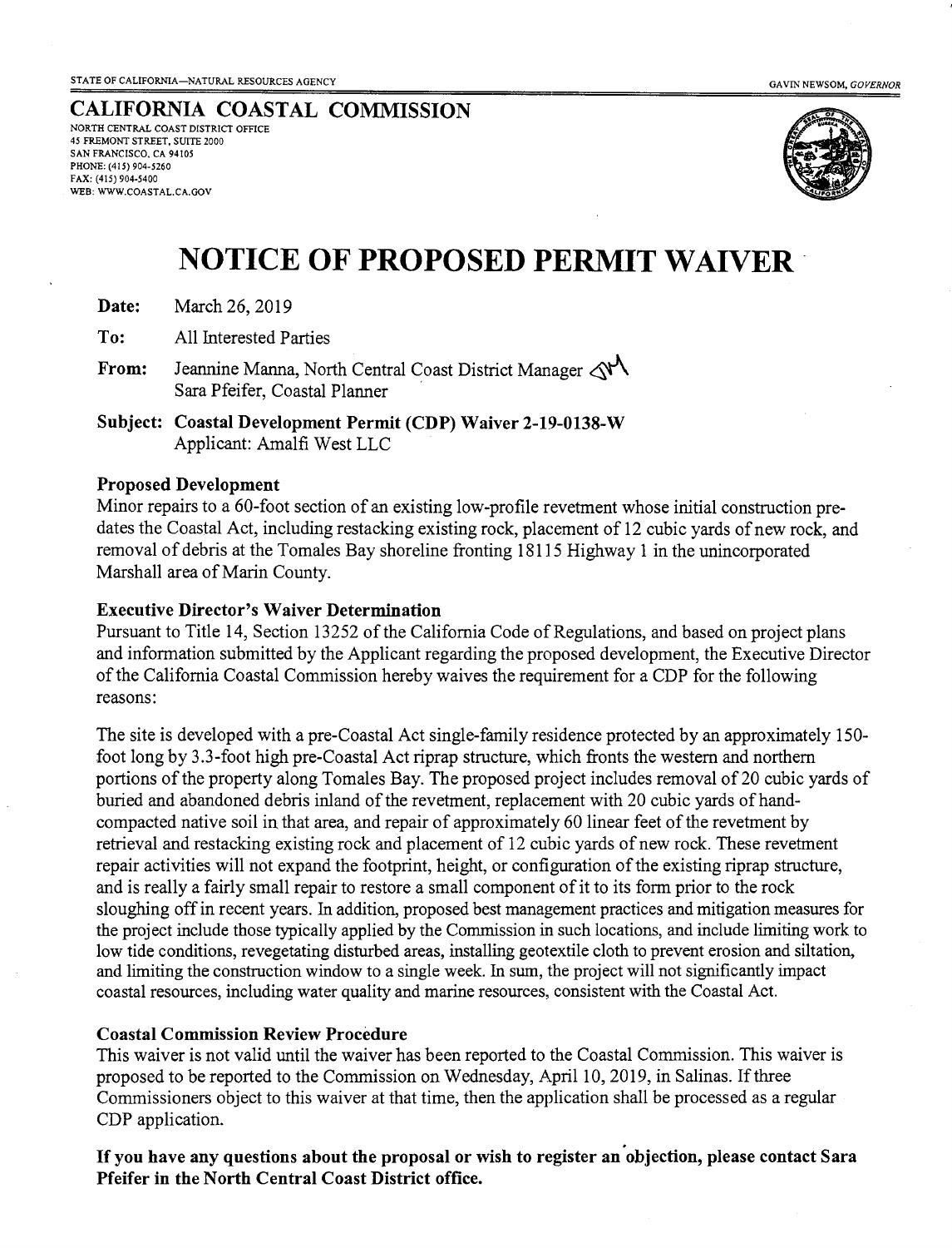STATE OF CALIFORNIA—NATURAL RESOURCES AGENCY

GAVIN NEWSOM, *GOVERNOR*

# CALIFORNIA COASTAL COMMISSION

NORTH CENTRAL COAST DISTRICT OFFICE
45 FREMONT STREET, SUITE 2000
SAN FRANCISCO, CA 94105
PHONE: (415) 904-5260
FAX: (415) 904-5400
WEB: WWW.COASTAL.CA.GOV

# NOTICE OF PROPOSED PERMIT WAIVER

**Date:** March 26, 2019

**To:** All Interested Parties

**From:** Jeannine Manna, North Central Coast District Manager
Sara Pfeifer, Coastal Planner

**Subject: Coastal Development Permit (CDP) Waiver 2-19-0138-W**
Applicant: Amalfi West LLC

### Proposed Development

Minor repairs to a 60-foot section of an existing low-profile revetment whose initial construction pre-dates the Coastal Act, including restacking existing rock, placement of 12 cubic yards of new rock, and removal of debris at the Tomales Bay shoreline fronting 18115 Highway 1 in the unincorporated Marshall area of Marin County.

### Executive Director's Waiver Determination

Pursuant to Title 14, Section 13252 of the California Code of Regulations, and based on project plans and information submitted by the Applicant regarding the proposed development, the Executive Director of the California Coastal Commission hereby waives the requirement for a CDP for the following reasons:

The site is developed with a pre-Coastal Act single-family residence protected by an approximately 150-foot long by 3.3-foot high pre-Coastal Act riprap structure, which fronts the western and northern portions of the property along Tomales Bay. The proposed project includes removal of 20 cubic yards of buried and abandoned debris inland of the revetment, replacement with 20 cubic yards of hand-compacted native soil in that area, and repair of approximately 60 linear feet of the revetment by retrieval and restacking existing rock and placement of 12 cubic yards of new rock. These revetment repair activities will not expand the footprint, height, or configuration of the existing riprap structure, and is really a fairly small repair to restore a small component of it to its form prior to the rock sloughing off in recent years. In addition, proposed best management practices and mitigation measures for the project include those typically applied by the Commission in such locations, and include limiting work to low tide conditions, revegetating disturbed areas, installing geotextile cloth to prevent erosion and siltation, and limiting the construction window to a single week. In sum, the project will not significantly impact coastal resources, including water quality and marine resources, consistent with the Coastal Act.

### Coastal Commission Review Procedure

This waiver is not valid until the waiver has been reported to the Coastal Commission. This waiver is proposed to be reported to the Commission on Wednesday, April 10, 2019, in Salinas. If three Commissioners object to this waiver at that time, then the application shall be processed as a regular CDP application.

**If you have any questions about the proposal or wish to register an objection, please contact Sara Pfeifer in the North Central Coast District office.**